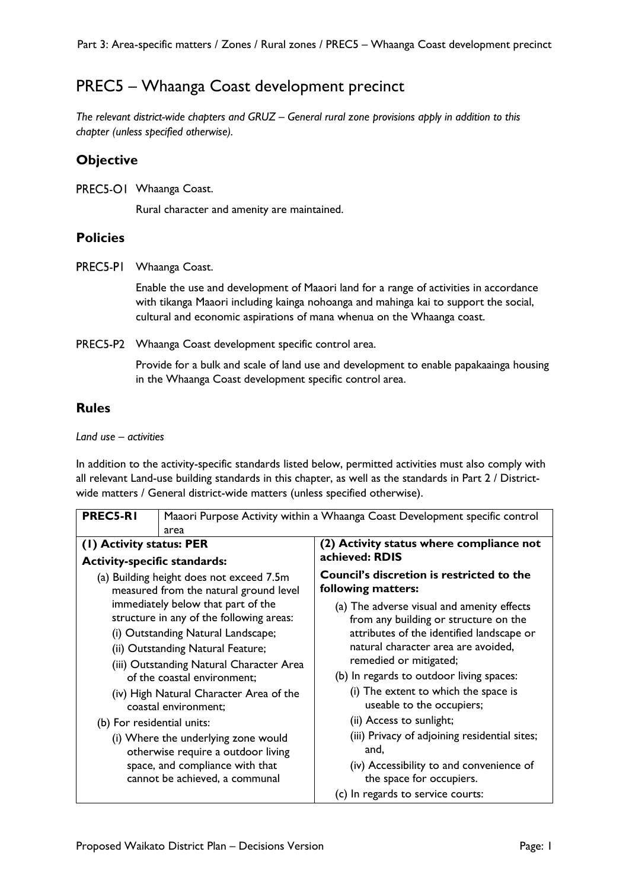# PREC5 – Whaanga Coast development precinct

*The relevant district-wide chapters and GRUZ – General rural zone provisions apply in addition to this chapter (unless specified otherwise).*

## Objective

PREC5-O1 Whaanga Coast.

Rural character and amenity are maintained.

## Policies

PREC5-P1 Whaanga Coast.

Enable the use and development of Maaori land for a range of activities in accordance with tikanga Maaori including kainga nohoanga and mahinga kai to support the social, cultural and economic aspirations of mana whenua on the Whaanga coast.

PREC5-P2 Whaanga Coast development specific control area.

Provide for a bulk and scale of land use and development to enable papakaainga housing in the Whaanga Coast development specific control area.

## Rules

*Land use – activities*

In addition to the activity-specific standards listed below, permitted activities must also comply with all relevant Land-use building standards in this chapter, as well as the standards in Part 2 / District-wide matters / General district-wide matters (unless specified otherwise).

| **PREC5-R1** | Maaori Purpose Activity within a Whaanga Coast Development specific control area |
|---|---|
| **(1) Activity status: PER**<br><br>**Activity-specific standards:**<br><br>(a) Building height does not exceed 7.5m measured from the natural ground level immediately below that part of the structure in any of the following areas:<br>(i) Outstanding Natural Landscape;<br>(ii) Outstanding Natural Feature;<br>(iii) Outstanding Natural Character Area of the coastal environment;<br>(iv) High Natural Character Area of the coastal environment;<br><br>(b) For residential units:<br>(i) Where the underlying zone would otherwise require a outdoor living space, and compliance with that cannot be achieved, a communal | **(2) Activity status where compliance not achieved: RDIS**<br><br>**Council's discretion is restricted to the following matters:**<br><br>(a) The adverse visual and amenity effects from any building or structure on the attributes of the identified landscape or natural character area are avoided, remedied or mitigated;<br><br>(b) In regards to outdoor living spaces:<br>(i) The extent to which the space is useable to the occupiers;<br>(ii) Access to sunlight;<br>(iii) Privacy of adjoining residential sites; and,<br>(iv) Accessibility to and convenience of the space for occupiers.<br><br>(c) In regards to service courts: |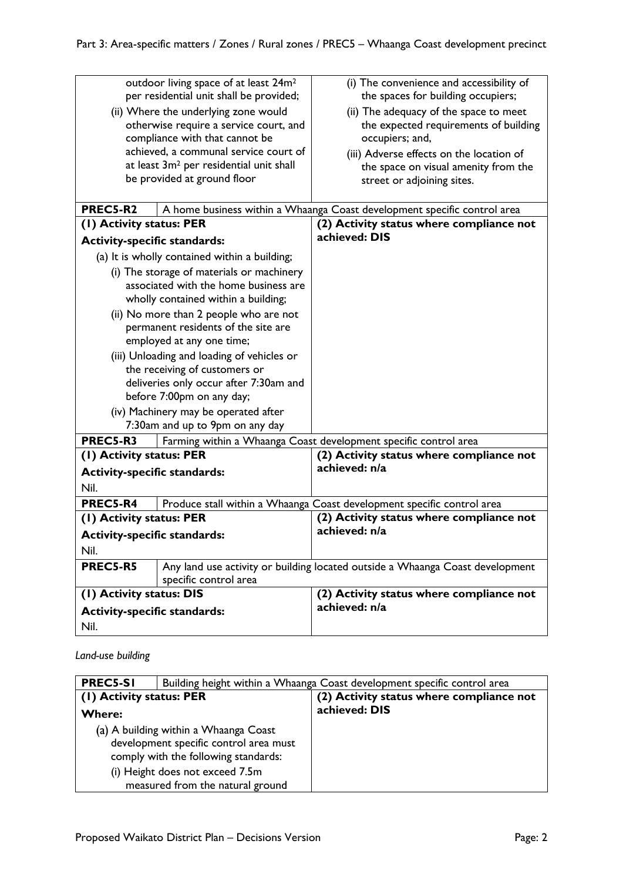| | |
|---|---|
| outdoor living space of at least $24m^2$ per residential unit shall be provided;<br>(ii) Where the underlying zone would otherwise require a service court, and compliance with that cannot be achieved, a communal service court of at least $3m^2$ per residential unit shall be provided at ground floor | (i) The convenience and accessibility of the spaces for building occupiers;<br>(ii) The adequacy of the space to meet the expected requirements of building occupiers; and,<br>(iii) Adverse effects on the location of the space on visual amenity from the street or adjoining sites. |

| **PREC5-R2** | A home business within a Whaanga Coast development specific control area |
|---|---|
| **(1) Activity status: PER**<br>**Activity-specific standards:**<br>(a) It is wholly contained within a building;<br>(i) The storage of materials or machinery associated with the home business are wholly contained within a building;<br>(ii) No more than 2 people who are not permanent residents of the site are employed at any one time;<br>(iii) Unloading and loading of vehicles or the receiving of customers or deliveries only occur after 7:30am and before 7:00pm on any day;<br>(iv) Machinery may be operated after 7:30am and up to 9pm on any day | **(2) Activity status where compliance not achieved: DIS** |

| **PREC5-R3** | Farming within a Whaanga Coast development specific control area |
|---|---|
| **(1) Activity status: PER**<br>**Activity-specific standards:**<br>Nil. | **(2) Activity status where compliance not achieved: n/a** |

| **PREC5-R4** | Produce stall within a Whaanga Coast development specific control area |
|---|---|
| **(1) Activity status: PER**<br>**Activity-specific standards:**<br>Nil. | **(2) Activity status where compliance not achieved: n/a** |

| **PREC5-R5** | Any land use activity or building located outside a Whaanga Coast development specific control area |
|---|---|
| **(1) Activity status: DIS**<br>**Activity-specific standards:**<br>Nil. | **(2) Activity status where compliance not achieved: n/a** |

*Land-use building*

| **PREC5-S1** | Building height within a Whaanga Coast development specific control area |
|---|---|
| **(1) Activity status: PER**<br>**Where:**<br>(a) A building within a Whaanga Coast development specific control area must comply with the following standards:<br>(i) Height does not exceed 7.5m measured from the natural ground | **(2) Activity status where compliance not achieved: DIS** |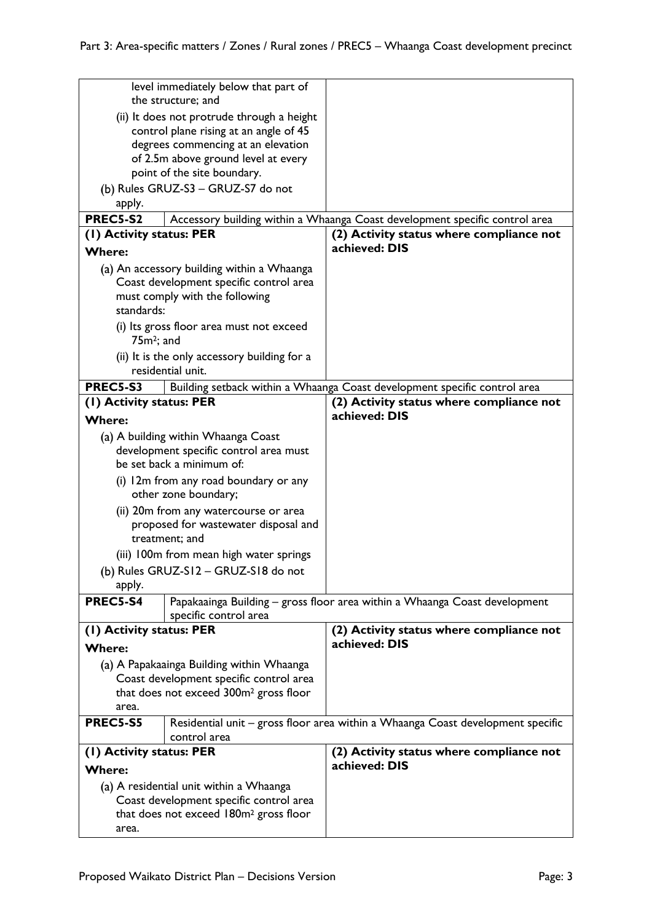| | |
|---|---|
| level immediately below that part of the structure; and<br>(ii) It does not protrude through a height control plane rising at an angle of 45 degrees commencing at an elevation of 2.5m above ground level at every point of the site boundary.<br>(b) Rules GRUZ-S3 – GRUZ-S7 do not apply. | |
| **PREC5-S2** | Accessory building within a Whaanga Coast development specific control area |
| **(1) Activity status: PER**<br>**Where:**<br>(a) An accessory building within a Whaanga Coast development specific control area must comply with the following standards:<br>(i) Its gross floor area must not exceed 75m²; and<br>(ii) It is the only accessory building for a residential unit. | **(2) Activity status where compliance not achieved: DIS** |
| **PREC5-S3** | Building setback within a Whaanga Coast development specific control area |
| **(1) Activity status: PER**<br>**Where:**<br>(a) A building within Whaanga Coast development specific control area must be set back a minimum of:<br>(i) 12m from any road boundary or any other zone boundary;<br>(ii) 20m from any watercourse or area proposed for wastewater disposal and treatment; and<br>(iii) 100m from mean high water springs<br>(b) Rules GRUZ-S12 – GRUZ-S18 do not apply. | **(2) Activity status where compliance not achieved: DIS** |
| **PREC5-S4** | Papakaainga Building – gross floor area within a Whaanga Coast development specific control area |
| **(1) Activity status: PER**<br>**Where:**<br>(a) A Papakaainga Building within Whaanga Coast development specific control area that does not exceed 300m² gross floor area. | **(2) Activity status where compliance not achieved: DIS** |
| **PREC5-S5** | Residential unit – gross floor area within a Whaanga Coast development specific control area |
| **(1) Activity status: PER**<br>**Where:**<br>(a) A residential unit within a Whaanga Coast development specific control area that does not exceed 180m² gross floor area. | **(2) Activity status where compliance not achieved: DIS** |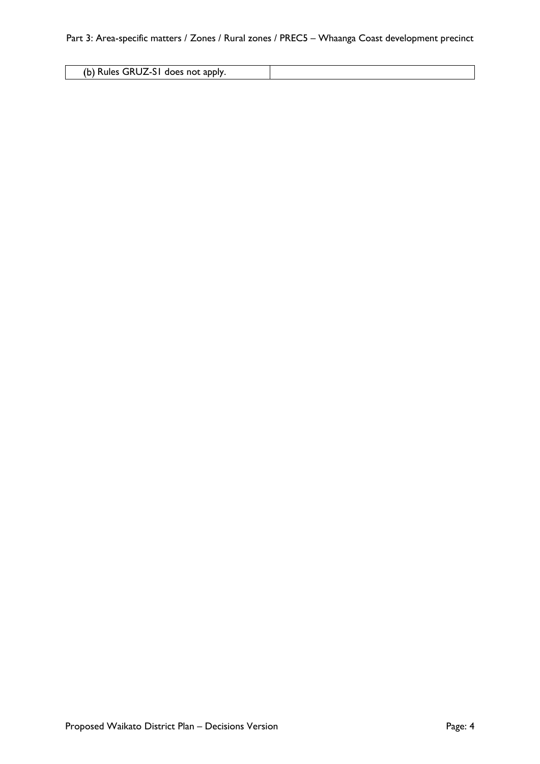| | |
|---|---|
| (b) Rules GRUZ-S1 does not apply. | |